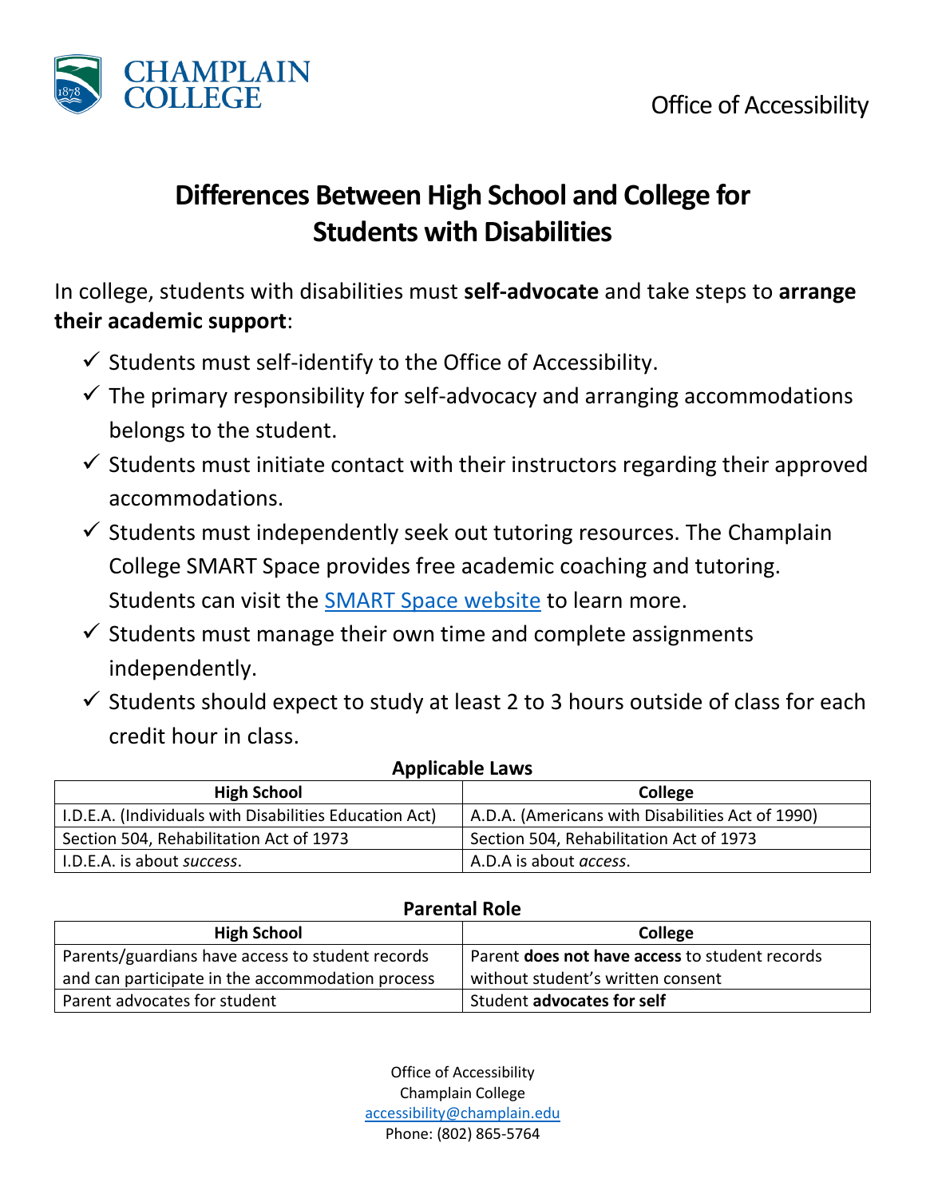Champlain College

Office of Accessibility

# Differences Between High School and College for Students with Disabilities

In college, students with disabilities must **self-advocate** and take steps to **arrange their academic support**:

- ✓ Students must self-identify to the Office of Accessibility.
- ✓ The primary responsibility for self-advocacy and arranging accommodations belongs to the student.
- ✓ Students must initiate contact with their instructors regarding their approved accommodations.
- ✓ Students must independently seek out tutoring resources. The Champlain College SMART Space provides free academic coaching and tutoring. Students can visit the SMART Space website to learn more.
- ✓ Students must manage their own time and complete assignments independently.
- ✓ Students should expect to study at least 2 to 3 hours outside of class for each credit hour in class.

**Applicable Laws**

| High School | College |
|---|---|
| I.D.E.A. (Individuals with Disabilities Education Act) | A.D.A. (Americans with Disabilities Act of 1990) |
| Section 504, Rehabilitation Act of 1973 | Section 504, Rehabilitation Act of 1973 |
| I.D.E.A. is about *success*. | A.D.A is about *access*. |

**Parental Role**

| High School | College |
|---|---|
| Parents/guardians have access to student records and can participate in the accommodation process | Parent **does not have access** to student records without student's written consent |
| Parent advocates for student | Student **advocates for self** |

Office of Accessibility
Champlain College
accessibility@champlain.edu
Phone: (802) 865-5764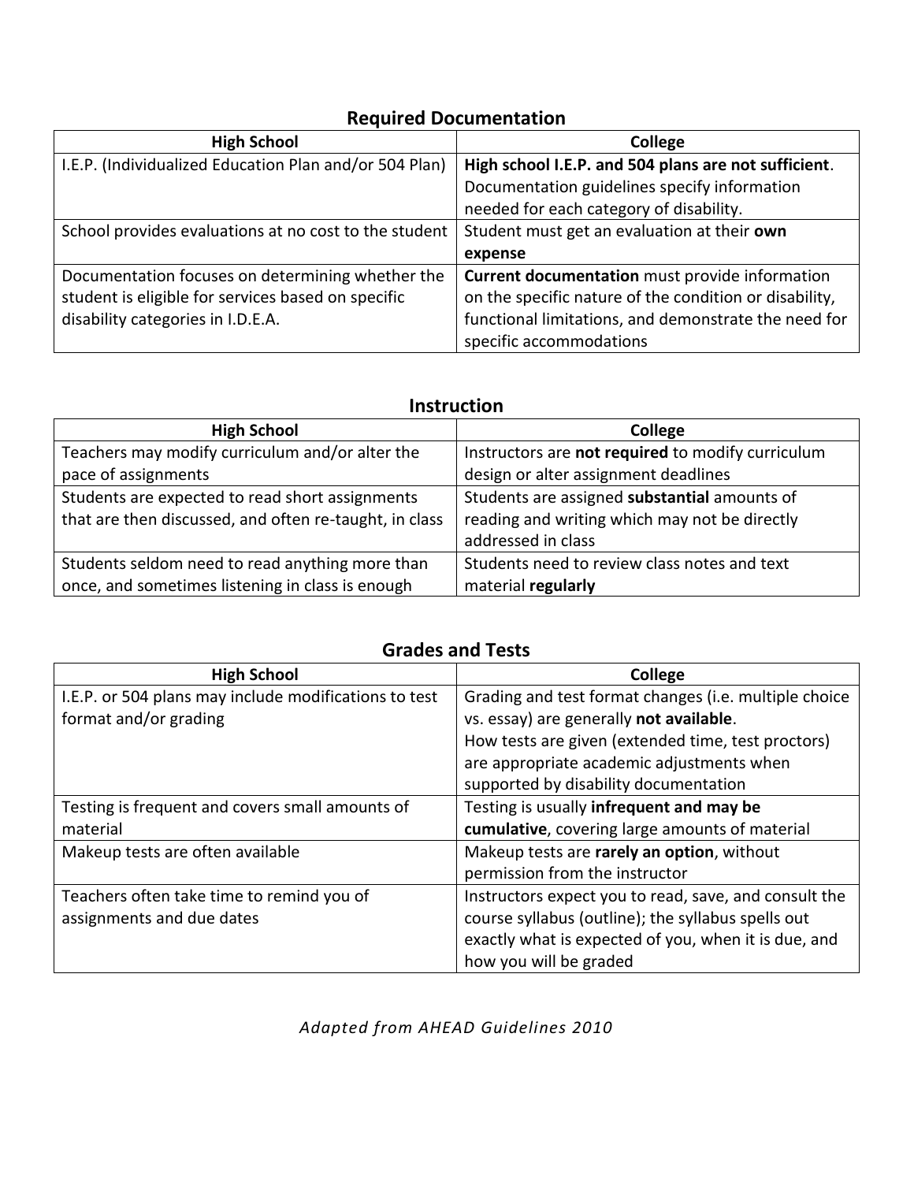## Required Documentation

| High School | College |
|---|---|
| I.E.P. (Individualized Education Plan and/or 504 Plan) | **High school I.E.P. and 504 plans are not sufficient**. Documentation guidelines specify information needed for each category of disability. |
| School provides evaluations at no cost to the student | Student must get an evaluation at their **own expense** |
| Documentation focuses on determining whether the student is eligible for services based on specific disability categories in I.D.E.A. | **Current documentation** must provide information on the specific nature of the condition or disability, functional limitations, and demonstrate the need for specific accommodations |

## Instruction

| High School | College |
|---|---|
| Teachers may modify curriculum and/or alter the pace of assignments | Instructors are **not required** to modify curriculum design or alter assignment deadlines |
| Students are expected to read short assignments that are then discussed, and often re-taught, in class | Students are assigned **substantial** amounts of reading and writing which may not be directly addressed in class |
| Students seldom need to read anything more than once, and sometimes listening in class is enough | Students need to review class notes and text material **regularly** |

## Grades and Tests

| High School | College |
|---|---|
| I.E.P. or 504 plans may include modifications to test format and/or grading | Grading and test format changes (i.e. multiple choice vs. essay) are generally **not available**. How tests are given (extended time, test proctors) are appropriate academic adjustments when supported by disability documentation |
| Testing is frequent and covers small amounts of material | Testing is usually **infrequent and may be cumulative**, covering large amounts of material |
| Makeup tests are often available | Makeup tests are **rarely an option**, without permission from the instructor |
| Teachers often take time to remind you of assignments and due dates | Instructors expect you to read, save, and consult the course syllabus (outline); the syllabus spells out exactly what is expected of you, when it is due, and how you will be graded |

*Adapted from AHEAD Guidelines 2010*